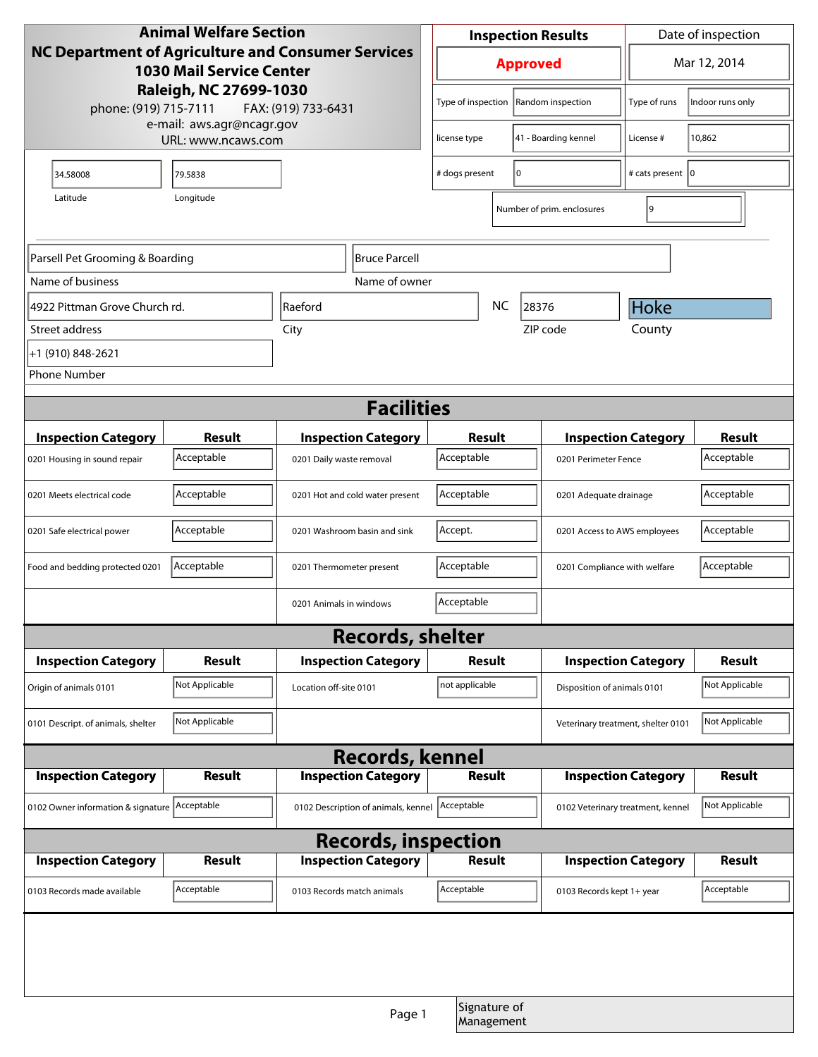**Animal Welfare Section**
**NC Department of Agriculture and Consumer Services**
**1030 Mail Service Center**
**Raleigh, NC 27699-1030**

phone: (919) 715-7111 FAX: (919) 733-6431
e-mail: aws.agr@ncagr.gov
URL: www.ncaws.com

| Inspection Results | Date of inspection |
|---|---|
| **Approved** | Mar 12, 2014 |

| | | | |
|---|---|---|---|
| Type of inspection | Random inspection | Type of runs | Indoor runs only |
| license type | 41 - Boarding kennel | License # | 10,862 |
| # dogs present | 0 | # cats present | 0 |
| Number of prim. enclosures | 9 | | |

| Latitude | Longitude |
|---|---|
| 34.58008 | 79.5838 |

| Name of business | Name of owner |
|---|---|
| Parsell Pet Grooming & Boarding | Bruce Parcell |

| Street address | City | State | ZIP code | County |
|---|---|---|---|---|
| 4922 Pittman Grove Church rd. | Raeford | NC | 28376 | Hoke |

Phone Number: +1 (910) 848-2621

## Facilities

| Inspection Category | Result | Inspection Category | Result | Inspection Category | Result |
|---|---|---|---|---|---|
| 0201 Housing in sound repair | Acceptable | 0201 Daily waste removal | Acceptable | 0201 Perimeter Fence | Acceptable |
| 0201 Meets electrical code | Acceptable | 0201 Hot and cold water present | Acceptable | 0201 Adequate drainage | Acceptable |
| 0201 Safe electrical power | Acceptable | 0201 Washroom basin and sink | Accept. | 0201 Access to AWS employees | Acceptable |
| Food and bedding protected 0201 | Acceptable | 0201 Thermometer present | Acceptable | 0201 Compliance with welfare | Acceptable |
| | | 0201 Animals in windows | Acceptable | | |

## Records, shelter

| Inspection Category | Result | Inspection Category | Result | Inspection Category | Result |
|---|---|---|---|---|---|
| Origin of animals 0101 | Not Applicable | Location off-site 0101 | not applicable | Disposition of animals 0101 | Not Applicable |
| 0101 Descript. of animals, shelter | Not Applicable | | | Veterinary treatment, shelter 0101 | Not Applicable |

## Records, kennel

| Inspection Category | Result | Inspection Category | Result | Inspection Category | Result |
|---|---|---|---|---|---|
| 0102 Owner information & signature | Acceptable | 0102 Description of animals, kennel | Acceptable | 0102 Veterinary treatment, kennel | Not Applicable |

## Records, inspection

| Inspection Category | Result | Inspection Category | Result | Inspection Category | Result |
|---|---|---|---|---|---|
| 0103 Records made available | Acceptable | 0103 Records match animals | Acceptable | 0103 Records kept 1+ year | Acceptable |

Signature of Management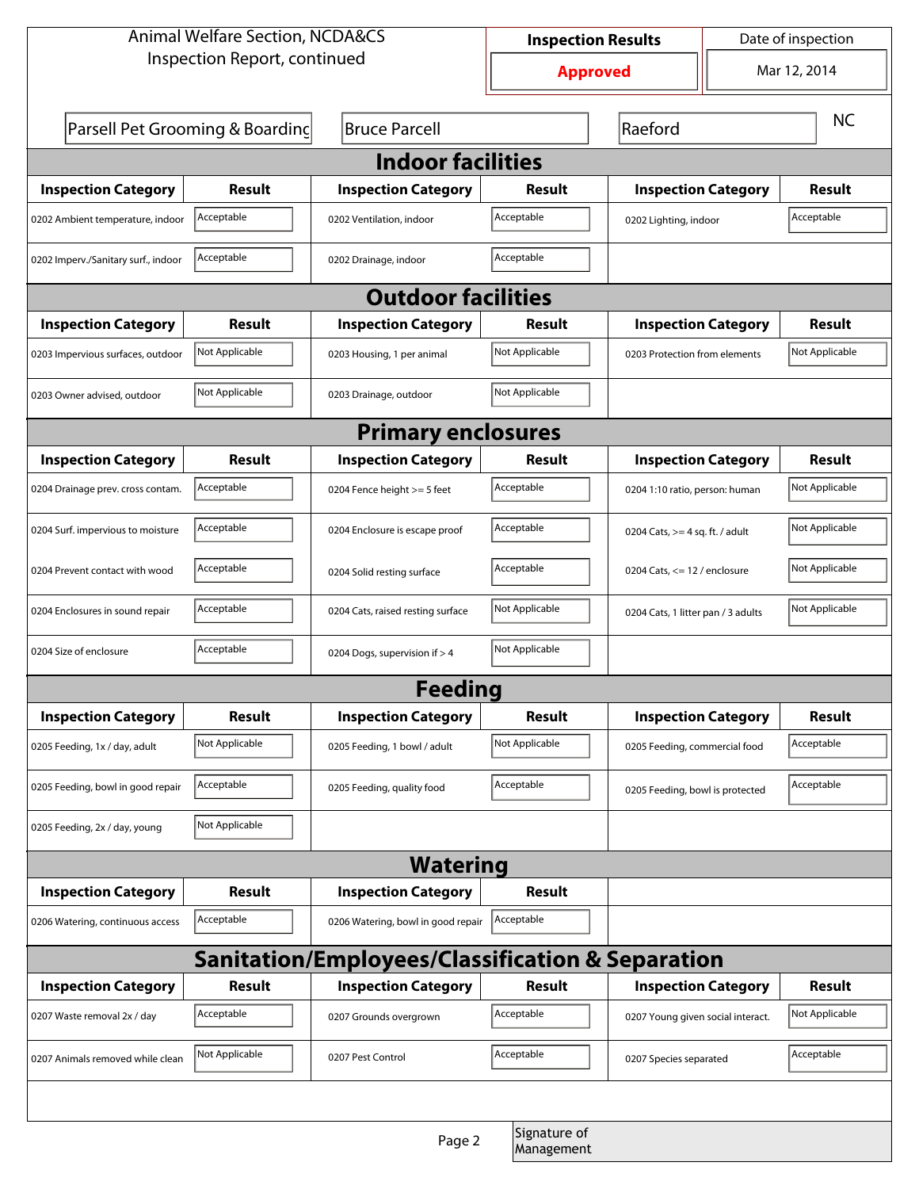Animal Welfare Section, NCDA&CS
Inspection Report, continued

| Inspection Results | Date of inspection |
| --- | --- |
| **Approved** | Mar 12, 2014 |

Parsell Pet Grooming & Boarding | Bruce Parcell | Raeford | NC

## Indoor facilities

| Inspection Category | Result | Inspection Category | Result | Inspection Category | Result |
| --- | --- | --- | --- | --- | --- |
| 0202 Ambient temperature, indoor | Acceptable | 0202 Ventilation, indoor | Acceptable | 0202 Lighting, indoor | Acceptable |
| 0202 Imperv./Sanitary surf., indoor | Acceptable | 0202 Drainage, indoor | Acceptable | | |

## Outdoor facilities

| Inspection Category | Result | Inspection Category | Result | Inspection Category | Result |
| --- | --- | --- | --- | --- | --- |
| 0203 Impervious surfaces, outdoor | Not Applicable | 0203 Housing, 1 per animal | Not Applicable | 0203 Protection from elements | Not Applicable |
| 0203 Owner advised, outdoor | Not Applicable | 0203 Drainage, outdoor | Not Applicable | | |

## Primary enclosures

| Inspection Category | Result | Inspection Category | Result | Inspection Category | Result |
| --- | --- | --- | --- | --- | --- |
| 0204 Drainage prev. cross contam. | Acceptable | 0204 Fence height >= 5 feet | Acceptable | 0204 1:10 ratio, person: human | Not Applicable |
| 0204 Surf. impervious to moisture | Acceptable | 0204 Enclosure is escape proof | Acceptable | 0204 Cats, >= 4 sq. ft. / adult | Not Applicable |
| 0204 Prevent contact with wood | Acceptable | 0204 Solid resting surface | Acceptable | 0204 Cats, <= 12 / enclosure | Not Applicable |
| 0204 Enclosures in sound repair | Acceptable | 0204 Cats, raised resting surface | Not Applicable | 0204 Cats, 1 litter pan / 3 adults | Not Applicable |
| 0204 Size of enclosure | Acceptable | 0204 Dogs, supervision if > 4 | Not Applicable | | |

## Feeding

| Inspection Category | Result | Inspection Category | Result | Inspection Category | Result |
| --- | --- | --- | --- | --- | --- |
| 0205 Feeding, 1x / day, adult | Not Applicable | 0205 Feeding, 1 bowl / adult | Not Applicable | 0205 Feeding, commercial food | Acceptable |
| 0205 Feeding, bowl in good repair | Acceptable | 0205 Feeding, quality food | Acceptable | 0205 Feeding, bowl is protected | Acceptable |
| 0205 Feeding, 2x / day, young | Not Applicable | | | | |

## Watering

| Inspection Category | Result | Inspection Category | Result |
| --- | --- | --- | --- |
| 0206 Watering, continuous access | Acceptable | 0206 Watering, bowl in good repair | Acceptable |

## Sanitation/Employees/Classification & Separation

| Inspection Category | Result | Inspection Category | Result | Inspection Category | Result |
| --- | --- | --- | --- | --- | --- |
| 0207 Waste removal 2x / day | Acceptable | 0207 Grounds overgrown | Acceptable | 0207 Young given social interact. | Not Applicable |
| 0207 Animals removed while clean | Not Applicable | 0207 Pest Control | Acceptable | 0207 Species separated | Acceptable |

Signature of Management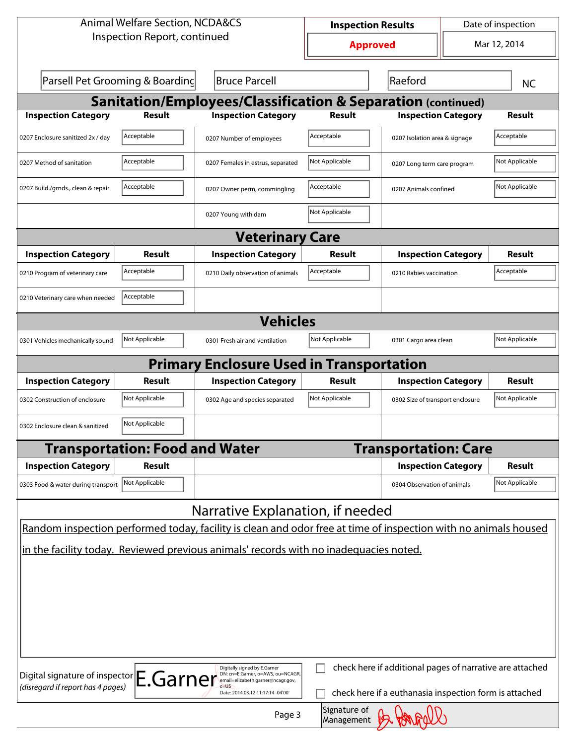Animal Welfare Section, NCDA&CS
Inspection Report, continued

| Inspection Results | Date of inspection |
|---|---|
| Approved | Mar 12, 2014 |

Parsell Pet Grooming & Boarding | Bruce Parcell | Raeford | NC

## Sanitation/Employees/Classification & Separation (continued)

| Inspection Category | Result | Inspection Category | Result | Inspection Category | Result |
|---|---|---|---|---|---|
| 0207 Enclosure sanitized 2x / day | Acceptable | 0207 Number of employees | Acceptable | 0207 Isolation area & signage | Acceptable |
| 0207 Method of sanitation | Acceptable | 0207 Females in estrus, separated | Not Applicable | 0207 Long term care program | Not Applicable |
| 0207 Build./grnds., clean & repair | Acceptable | 0207 Owner perm, commingling | Acceptable | 0207 Animals confined | Not Applicable |
| | | 0207 Young with dam | Not Applicable | | |

## Veterinary Care

| Inspection Category | Result | Inspection Category | Result | Inspection Category | Result |
|---|---|---|---|---|---|
| 0210 Program of veterinary care | Acceptable | 0210 Daily observation of animals | Acceptable | 0210 Rabies vaccination | Acceptable |
| 0210 Veterinary care when needed | Acceptable | | | | |

## Vehicles

| Inspection Category | Result | Inspection Category | Result | Inspection Category | Result |
|---|---|---|---|---|---|
| 0301 Vehicles mechanically sound | Not Applicable | 0301 Fresh air and ventilation | Not Applicable | 0301 Cargo area clean | Not Applicable |

## Primary Enclosure Used in Transportation

| Inspection Category | Result | Inspection Category | Result | Inspection Category | Result |
|---|---|---|---|---|---|
| 0302 Construction of enclosure | Not Applicable | 0302 Age and species separated | Not Applicable | 0302 Size of transport enclosure | Not Applicable |
| 0302 Enclosure clean & sanitized | Not Applicable | | | | |

## Transportation: Food and Water

| Inspection Category | Result |
|---|---|
| 0303 Food & water during transport | Not Applicable |

## Transportation: Care

| Inspection Category | Result |
|---|---|
| 0304 Observation of animals | Not Applicable |

## Narrative Explanation, if needed

Random inspection performed today, facility is clean and odor free at time of inspection with no animals housed in the facility today. Reviewed previous animals' records with no inadequacies noted.

Digital signature of inspector *(disregard if report has 4 pages)*: E.Garner — Digitally signed by E.Garner DN: cn=E.Garner, o=AWS, ou=NCAGR, email=elizabeth.garner@ncagr.gov, c=US Date: 2014.03.12 11:17:14 -04'00'

☐ check here if additional pages of narrative are attached

☐ check here if a euthanasia inspection form is attached

Signature of Management: B. Parcell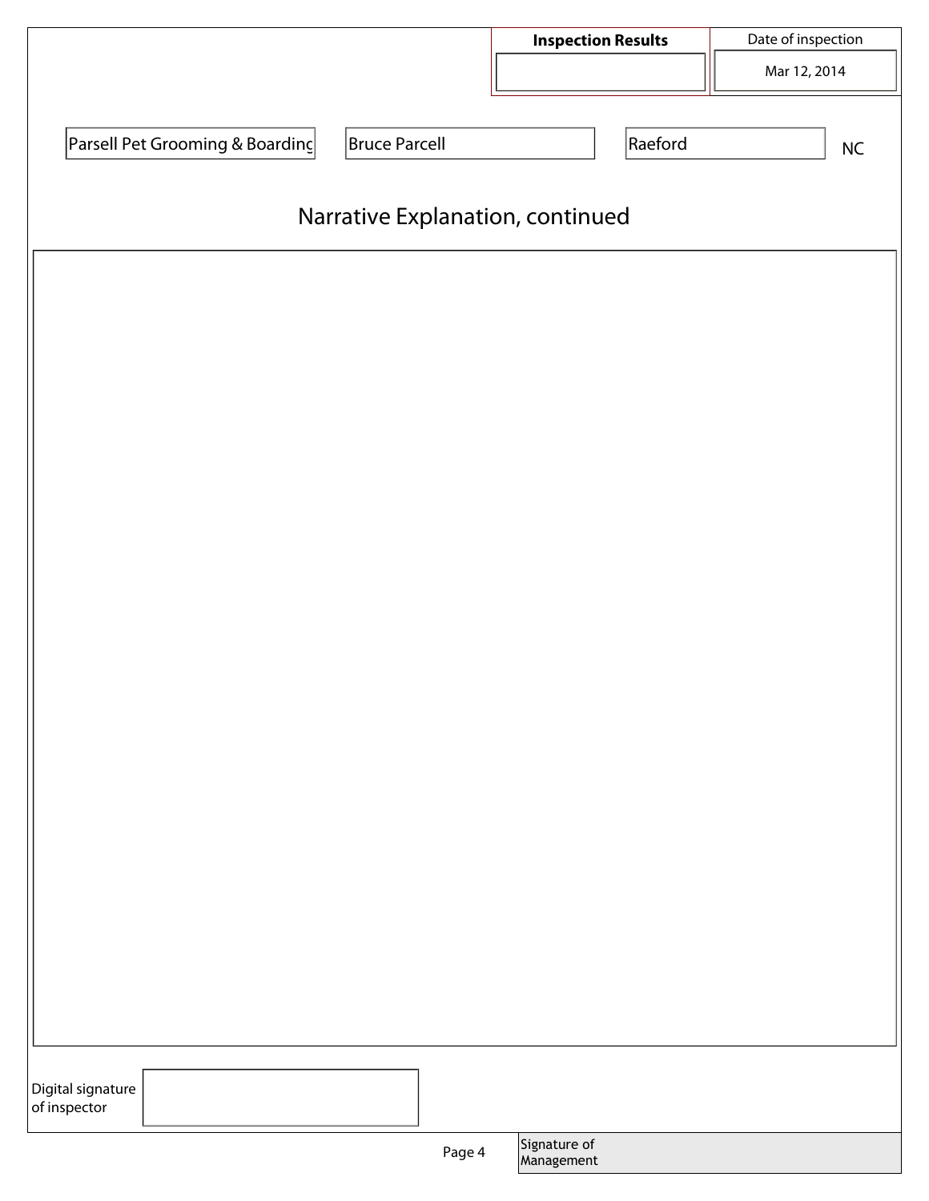| Inspection Results | Date of inspection |
| --- | --- |
| | Mar 12, 2014 |

Parsell Pet Grooming & Boarding | Bruce Parcell | Raeford | NC

## Narrative Explanation, continued

Digital signature of inspector

Signature of Management